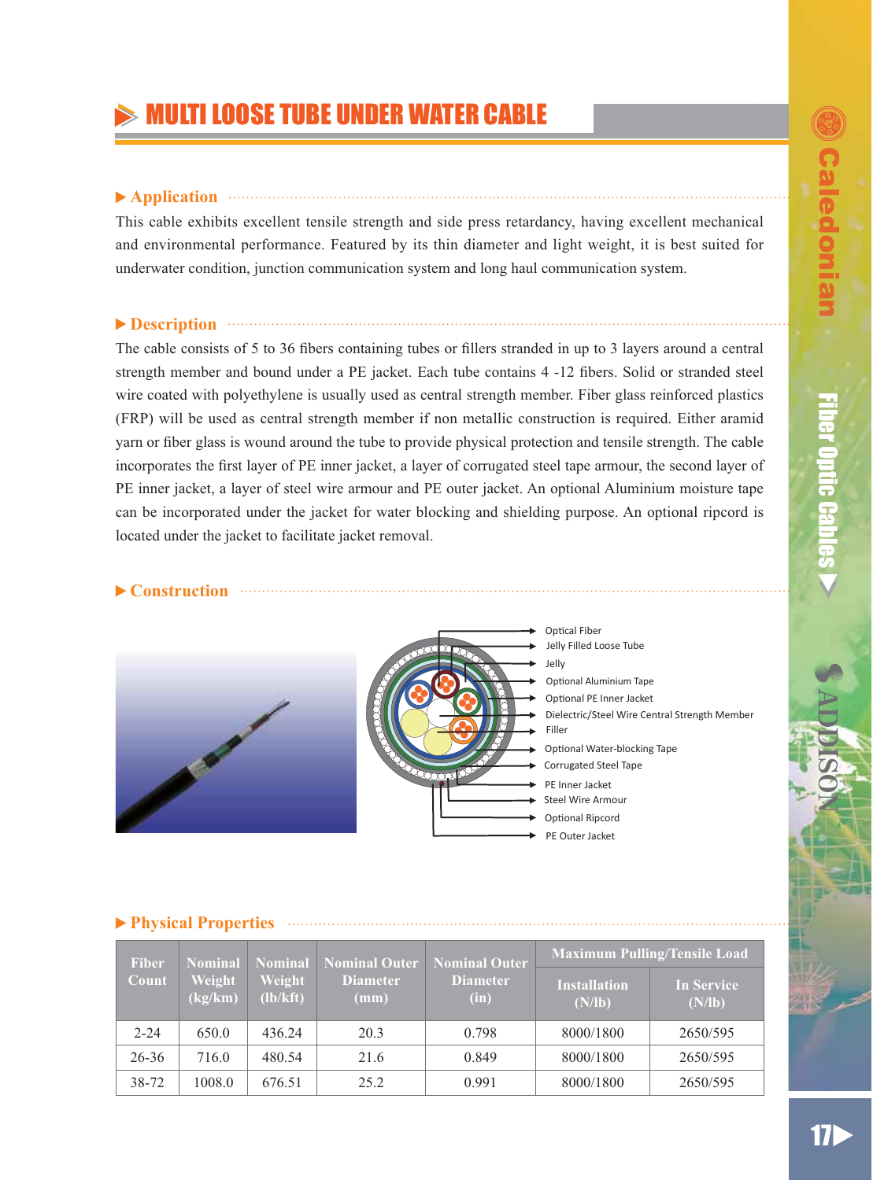# MULTI LOOSE TUBE UNDER WATER CABLE

## Application

This cable exhibits excellent tensile strength and side press retardancy, having excellent mechanical and environmental performance. Featured by its thin diameter and light weight, it is best suited for underwater condition, junction communication system and long haul communication system.

## Description

The cable consists of 5 to 36 fibers containing tubes or fillers stranded in up to 3 layers around a central strength member and bound under a PE jacket. Each tube contains 4 -12 fibers. Solid or stranded steel wire coated with polyethylene is usually used as central strength member. Fiber glass reinforced plastics (FRP) will be used as central strength member if non metallic construction is required. Either aramid yarn or fiber glass is wound around the tube to provide physical protection and tensile strength. The cable incorporates the first layer of PE inner jacket, a layer of corrugated steel tape armour, the second layer of PE inner jacket, a layer of steel wire armour and PE outer jacket. An optional Aluminium moisture tape can be incorporated under the jacket for water blocking and shielding purpose. An optional ripcord is located under the jacket to facilitate jacket removal.

## Construction

- Optical Fiber
- Jelly Filled Loose Tube
- Jelly
- Optional Aluminium Tape
- Optional PE Inner Jacket
- Dielectric/Steel Wire Central Strength Member
- Filler
- Optional Water-blocking Tape
- Corrugated Steel Tape
- PE Inner Jacket
- Steel Wire Armour
- Optional Ripcord
- PE Outer Jacket

## Physical Properties

| Fiber Count | Nominal Weight (kg/km) | Nominal Weight (lb/kft) | Nominal Outer Diameter (mm) | Nominal Outer Diameter (in) | Maximum Pulling/Tensile Load | |
|---|---|---|---|---|---|---|
| | | | | | Installation (N/lb) | In Service (N/lb) |
| 2-24 | 650.0 | 436.24 | 20.3 | 0.798 | 8000/1800 | 2650/595 |
| 26-36 | 716.0 | 480.54 | 21.6 | 0.849 | 8000/1800 | 2650/595 |
| 38-72 | 1008.0 | 676.51 | 25.2 | 0.991 | 8000/1800 | 2650/595 |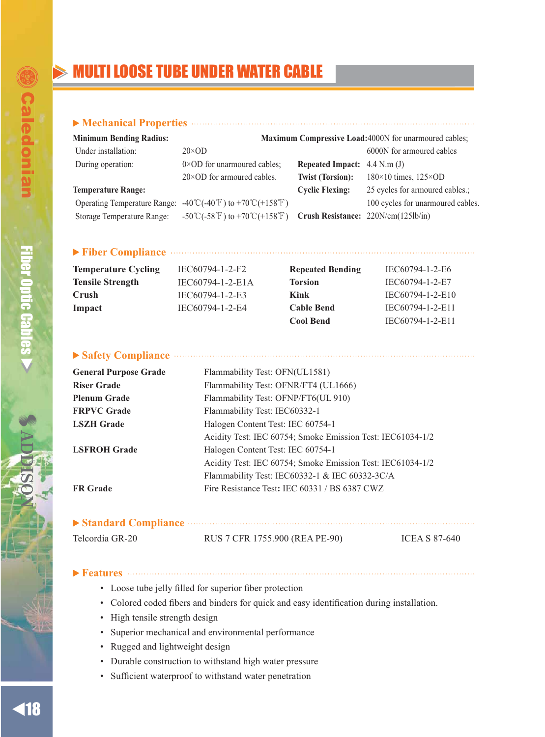# MULTI LOOSE TUBE UNDER WATER CABLE

## Mechanical Properties

**Minimum Bending Radius:**

Under installation: 20×OD

During operation: 0×OD for unarmoured cables; 20×OD for armoured cables.

**Temperature Range:**

Operating Temperature Range: -40℃(-40℉) to +70℃(+158℉)

Storage Temperature Range: -50℃(-58℉) to +70℃(+158℉)

**Maximum Compressive Load:** 4000N for unarmoured cables; 6000N for armoured cables

**Repeated Impact:** 4.4 N.m (J)

**Twist (Torsion):** 180×10 times, 125×OD

**Cyclic Flexing:** 25 cycles for armoured cables.; 100 cycles for unarmoured cables.

**Crush Resistance:** 220N/cm(125lb/in)

## Fiber Compliance

| | | | |
|---|---|---|---|
| **Temperature Cycling** | IEC60794-1-2-F2 | **Repeated Bending** | IEC60794-1-2-E6 |
| **Tensile Strength** | IEC60794-1-2-E1A | **Torsion** | IEC60794-1-2-E7 |
| **Crush** | IEC60794-1-2-E3 | **Kink** | IEC60794-1-2-E10 |
| **Impact** | IEC60794-1-2-E4 | **Cable Bend** | IEC60794-1-2-E11 |
| | | **Cool Bend** | IEC60794-1-2-E11 |

## Safety Compliance

| | |
|---|---|
| **General Purpose Grade** | Flammability Test: OFN(UL1581) |
| **Riser Grade** | Flammability Test: OFNR/FT4 (UL1666) |
| **Plenum Grade** | Flammability Test: OFNP/FT6(UL 910) |
| **FRPVC Grade** | Flammability Test: IEC60332-1 |
| **LSZH Grade** | Halogen Content Test: IEC 60754-1<br>Acidity Test: IEC 60754; Smoke Emission Test: IEC61034-1/2 |
| **LSFROH Grade** | Halogen Content Test: IEC 60754-1<br>Acidity Test: IEC 60754; Smoke Emission Test: IEC61034-1/2<br>Flammability Test: IEC60332-1 & IEC 60332-3C/A |
| **FR Grade** | Fire Resistance Test: IEC 60331 / BS 6387 CWZ |

## Standard Compliance

Telcordia GR-20    RUS 7 CFR 1755.900 (REA PE-90)    ICEA S 87-640

## Features

- Loose tube jelly filled for superior fiber protection
- Colored coded fibers and binders for quick and easy identification during installation.
- High tensile strength design
- Superior mechanical and environmental performance
- Rugged and lightweight design
- Durable construction to withstand high water pressure
- Sufficient waterproof to withstand water penetration